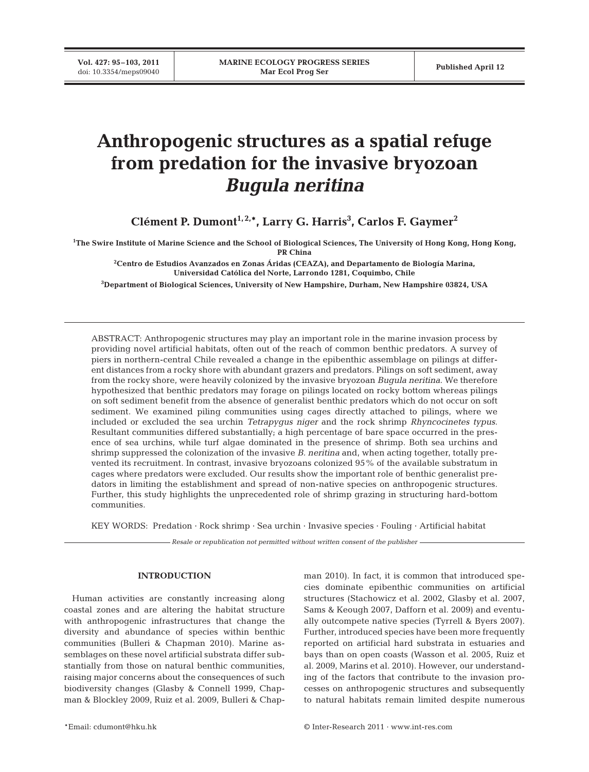# Anthropogenic structures as a spatial refuge from predation for the invasive bryozoan *Bugula neritina*

**Clément P. Dumont[1,2,*], Larry G. Harris[3], Carlos F. Gaymer[2]**

[1]The Swire Institute of Marine Science and the School of Biological Sciences, The University of Hong Kong, Hong Kong, PR China

[2]Centro de Estudios Avanzados en Zonas Áridas (CEAZA), and Departamento de Biología Marina, Universidad Católica del Norte, Larrondo 1281, Coquimbo, Chile

[3]Department of Biological Sciences, University of New Hampshire, Durham, New Hampshire 03824, USA

ABSTRACT: Anthropogenic structures may play an important role in the marine invasion process by providing novel artificial habitats, often out of the reach of common benthic predators. A survey of piers in northern-central Chile revealed a change in the epibenthic assemblage on pilings at different distances from a rocky shore with abundant grazers and predators. Pilings on soft sediment, away from the rocky shore, were heavily colonized by the invasive bryozoan *Bugula neritina*. We therefore hypothesized that benthic predators may forage on pilings located on rocky bottom whereas pilings on soft sediment benefit from the absence of generalist benthic predators which do not occur on soft sediment. We examined piling communities using cages directly attached to pilings, where we included or excluded the sea urchin *Tetrapygus niger* and the rock shrimp *Rhyncocinetes typus*. Resultant communities differed substantially; a high percentage of bare space occurred in the presence of sea urchins, while turf algae dominated in the presence of shrimp. Both sea urchins and shrimp suppressed the colonization of the invasive *B. neritina* and, when acting together, totally prevented its recruitment. In contrast, invasive bryozoans colonized 95% of the available substratum in cages where predators were excluded. Our results show the important role of benthic generalist predators in limiting the establishment and spread of non-native species on anthropogenic structures. Further, this study highlights the unprecedented role of shrimp grazing in structuring hard-bottom communities.

KEY WORDS: Predation · Rock shrimp · Sea urchin · Invasive species · Fouling · Artificial habitat

*Resale or republication not permitted without written consent of the publisher*

## INTRODUCTION

Human activities are constantly increasing along coastal zones and are altering the habitat structure with anthropogenic infrastructures that change the diversity and abundance of species within benthic communities (Bulleri & Chapman 2010). Marine assemblages on these novel artificial substrata differ substantially from those on natural benthic communities, raising major concerns about the consequences of such biodiversity changes (Glasby & Connell 1999, Chapman & Blockley 2009, Ruiz et al. 2009, Bulleri & Chapman 2010). In fact, it is common that introduced species dominate epibenthic communities on artificial structures (Stachowicz et al. 2002, Glasby et al. 2007, Sams & Keough 2007, Dafforn et al. 2009) and eventually outcompete native species (Tyrrell & Byers 2007). Further, introduced species have been more frequently reported on artificial hard substrata in estuaries and bays than on open coasts (Wasson et al. 2005, Ruiz et al. 2009, Marins et al. 2010). However, our understanding of the factors that contribute to the invasion processes on anthropogenic structures and subsequently to natural habitats remain limited despite numerous

*Email: cdumont@hku.hk

© Inter-Research 2011 · www.int-res.com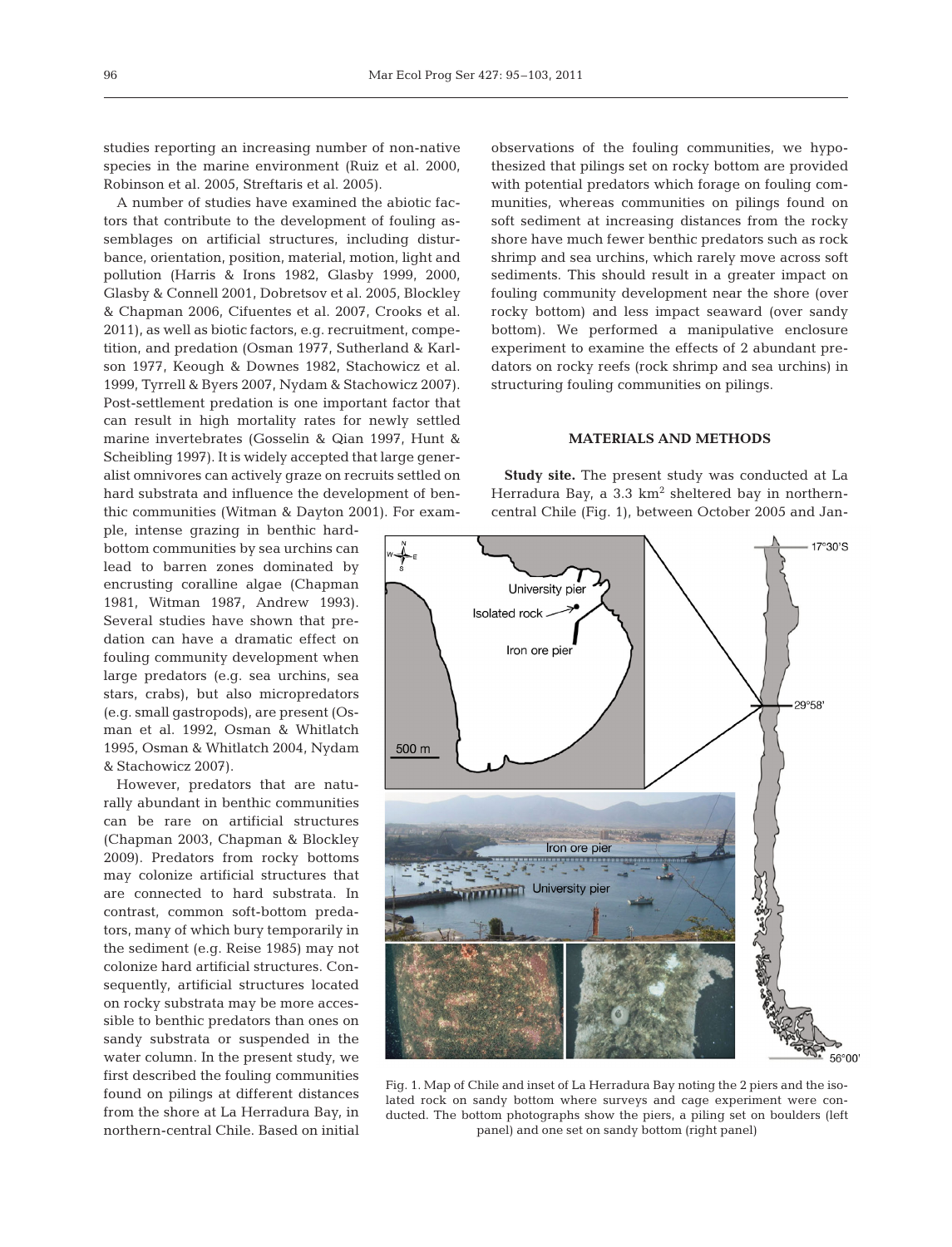studies reporting an increasing number of non-native species in the marine environment (Ruiz et al. 2000, Robinson et al. 2005, Streftaris et al. 2005).

A number of studies have examined the abiotic factors that contribute to the development of fouling assemblages on artificial structures, including disturbance, orientation, position, material, motion, light and pollution (Harris & Irons 1982, Glasby 1999, 2000, Glasby & Connell 2001, Dobretsov et al. 2005, Blockley & Chapman 2006, Cifuentes et al. 2007, Crooks et al. 2011), as well as biotic factors, e.g. recruitment, competition, and predation (Osman 1977, Sutherland & Karlson 1977, Keough & Downes 1982, Stachowicz et al. 1999, Tyrrell & Byers 2007, Nydam & Stachowicz 2007). Post-settlement predation is one important factor that can result in high mortality rates for newly settled marine invertebrates (Gosselin & Qian 1997, Hunt & Scheibling 1997). It is widely accepted that large generalist omnivores can actively graze on recruits settled on hard substrata and influence the development of benthic communities (Witman & Dayton 2001). For example, intense grazing in benthic hard-bottom communities by sea urchins can lead to barren zones dominated by encrusting coralline algae (Chapman 1981, Witman 1987, Andrew 1993). Several studies have shown that predation can have a dramatic effect on fouling community development when large predators (e.g. sea urchins, sea stars, crabs), but also micropredators (e.g. small gastropods), are present (Osman et al. 1992, Osman & Whitlatch 1995, Osman & Whitlatch 2004, Nydam & Stachowicz 2007).

However, predators that are naturally abundant in benthic communities can be rare on artificial structures (Chapman 2003, Chapman & Blockley 2009). Predators from rocky bottoms may colonize artificial structures that are connected to hard substrata. In contrast, common soft-bottom predators, many of which bury temporarily in the sediment (e.g. Reise 1985) may not colonize hard artificial structures. Consequently, artificial structures located on rocky substrata may be more accessible to benthic predators than ones on sandy substrata or suspended in the water column. In the present study, we first described the fouling communities found on pilings at different distances from the shore at La Herradura Bay, in northern-central Chile. Based on initial observations of the fouling communities, we hypothesized that pilings set on rocky bottom are provided with potential predators which forage on fouling communities, whereas communities on pilings found on soft sediment at increasing distances from the rocky shore have much fewer benthic predators such as rock shrimp and sea urchins, which rarely move across soft sediments. This should result in a greater impact on fouling community development near the shore (over rocky bottom) and less impact seaward (over sandy bottom). We performed a manipulative enclosure experiment to examine the effects of 2 abundant predators on rocky reefs (rock shrimp and sea urchins) in structuring fouling communities on pilings.

## MATERIALS AND METHODS

**Study site.** The present study was conducted at La Herradura Bay, a 3.3 km$^2$ sheltered bay in northern-central Chile (Fig. 1), between October 2005 and Jan-

Fig. 1. Map of Chile and inset of La Herradura Bay noting the 2 piers and the isolated rock on sandy bottom where surveys and cage experiment were conducted. The bottom photographs show the piers, a piling set on boulders (left panel) and one set on sandy bottom (right panel)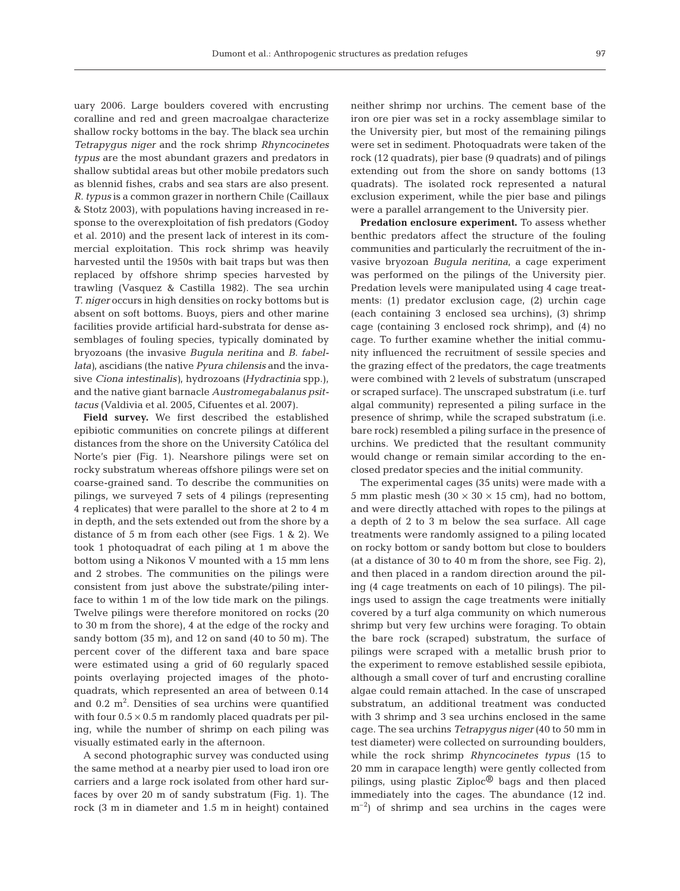uary 2006. Large boulders covered with encrusting coralline and red and green macroalgae characterize shallow rocky bottoms in the bay. The black sea urchin *Tetrapygus niger* and the rock shrimp *Rhyncocinetes typus* are the most abundant grazers and predators in shallow subtidal areas but other mobile predators such as blennid fishes, crabs and sea stars are also present. *R. typus* is a common grazer in northern Chile (Caillaux & Stotz 2003), with populations having increased in response to the overexploitation of fish predators (Godoy et al. 2010) and the present lack of interest in its commercial exploitation. This rock shrimp was heavily harvested until the 1950s with bait traps but was then replaced by offshore shrimp species harvested by trawling (Vasquez & Castilla 1982). The sea urchin *T. niger* occurs in high densities on rocky bottoms but is absent on soft bottoms. Buoys, piers and other marine facilities provide artificial hard-substrata for dense assemblages of fouling species, typically dominated by bryozoans (the invasive *Bugula neritina* and *B. fabellata*), ascidians (the native *Pyura chilensis* and the invasive *Ciona intestinalis*), hydrozoans (*Hydractinia* spp.), and the native giant barnacle *Austromegabalanus psittacus* (Valdivia et al. 2005, Cifuentes et al. 2007).

**Field survey.** We first described the established epibiotic communities on concrete pilings at different distances from the shore on the University Católica del Norte's pier (Fig. 1). Nearshore pilings were set on rocky substratum whereas offshore pilings were set on coarse-grained sand. To describe the communities on pilings, we surveyed 7 sets of 4 pilings (representing 4 replicates) that were parallel to the shore at 2 to 4 m in depth, and the sets extended out from the shore by a distance of 5 m from each other (see Figs. 1 & 2). We took 1 photoquadrat of each piling at 1 m above the bottom using a Nikonos V mounted with a 15 mm lens and 2 strobes. The communities on the pilings were consistent from just above the substrate/piling interface to within 1 m of the low tide mark on the pilings. Twelve pilings were therefore monitored on rocks (20 to 30 m from the shore), 4 at the edge of the rocky and sandy bottom (35 m), and 12 on sand (40 to 50 m). The percent cover of the different taxa and bare space were estimated using a grid of 60 regularly spaced points overlaying projected images of the photoquadrats, which represented an area of between 0.14 and 0.2 $m^2$. Densities of sea urchins were quantified with four $0.5 \times 0.5$ m randomly placed quadrats per piling, while the number of shrimp on each piling was visually estimated early in the afternoon.

A second photographic survey was conducted using the same method at a nearby pier used to load iron ore carriers and a large rock isolated from other hard surfaces by over 20 m of sandy substratum (Fig. 1). The rock (3 m in diameter and 1.5 m in height) contained neither shrimp nor urchins. The cement base of the iron ore pier was set in a rocky assemblage similar to the University pier, but most of the remaining pilings were set in sediment. Photoquadrats were taken of the rock (12 quadrats), pier base (9 quadrats) and of pilings extending out from the shore on sandy bottoms (13 quadrats). The isolated rock represented a natural exclusion experiment, while the pier base and pilings were a parallel arrangement to the University pier.

**Predation enclosure experiment.** To assess whether benthic predators affect the structure of the fouling communities and particularly the recruitment of the invasive bryozoan *Bugula neritina*, a cage experiment was performed on the pilings of the University pier. Predation levels were manipulated using 4 cage treatments: (1) predator exclusion cage, (2) urchin cage (each containing 3 enclosed sea urchins), (3) shrimp cage (containing 3 enclosed rock shrimp), and (4) no cage. To further examine whether the initial community influenced the recruitment of sessile species and the grazing effect of the predators, the cage treatments were combined with 2 levels of substratum (unscraped or scraped surface). The unscraped substratum (i.e. turf algal community) represented a piling surface in the presence of shrimp, while the scraped substratum (i.e. bare rock) resembled a piling surface in the presence of urchins. We predicted that the resultant community would change or remain similar according to the enclosed predator species and the initial community.

The experimental cages (35 units) were made with a 5 mm plastic mesh ($30 \times 30 \times 15$ cm), had no bottom, and were directly attached with ropes to the pilings at a depth of 2 to 3 m below the sea surface. All cage treatments were randomly assigned to a piling located on rocky bottom or sandy bottom but close to boulders (at a distance of 30 to 40 m from the shore, see Fig. 2), and then placed in a random direction around the piling (4 cage treatments on each of 10 pilings). The pilings used to assign the cage treatments were initially covered by a turf alga community on which numerous shrimp but very few urchins were foraging. To obtain the bare rock (scraped) substratum, the surface of pilings were scraped with a metallic brush prior to the experiment to remove established sessile epibiota, although a small cover of turf and encrusting coralline algae could remain attached. In the case of unscraped substratum, an additional treatment was conducted with 3 shrimp and 3 sea urchins enclosed in the same cage. The sea urchins *Tetrapygus niger* (40 to 50 mm in test diameter) were collected on surrounding boulders, while the rock shrimp *Rhyncocinetes typus* (15 to 20 mm in carapace length) were gently collected from pilings, using plastic Ziploc® bags and then placed immediately into the cages. The abundance (12 ind. $m^{-2}$) of shrimp and sea urchins in the cages were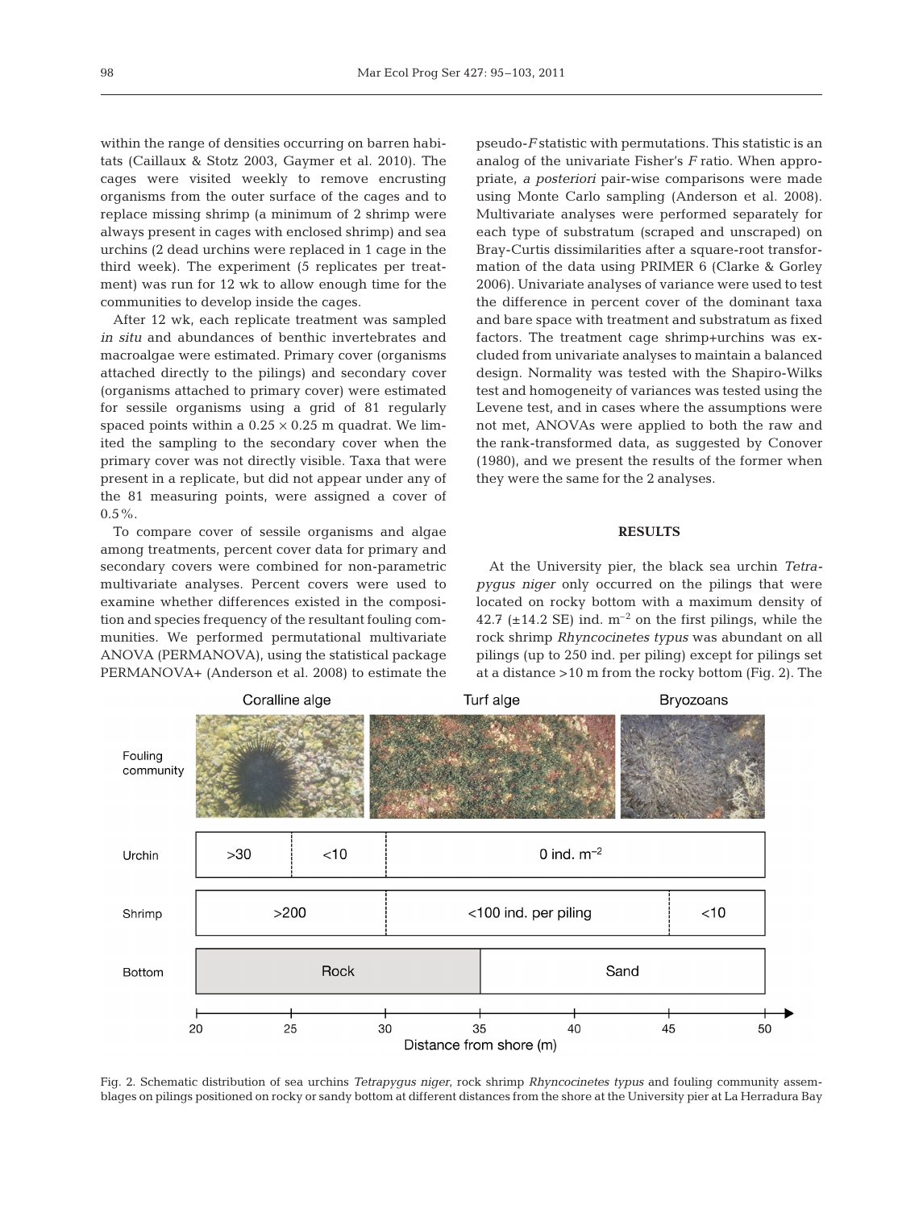within the range of densities occurring on barren habitats (Caillaux & Stotz 2003, Gaymer et al. 2010). The cages were visited weekly to remove encrusting organisms from the outer surface of the cages and to replace missing shrimp (a minimum of 2 shrimp were always present in cages with enclosed shrimp) and sea urchins (2 dead urchins were replaced in 1 cage in the third week). The experiment (5 replicates per treatment) was run for 12 wk to allow enough time for the communities to develop inside the cages.

After 12 wk, each replicate treatment was sampled *in situ* and abundances of benthic invertebrates and macroalgae were estimated. Primary cover (organisms attached directly to the pilings) and secondary cover (organisms attached to primary cover) were estimated for sessile organisms using a grid of 81 regularly spaced points within a $0.25 \times 0.25$ m quadrat. We limited the sampling to the secondary cover when the primary cover was not directly visible. Taxa that were present in a replicate, but did not appear under any of the 81 measuring points, were assigned a cover of 0.5%.

To compare cover of sessile organisms and algae among treatments, percent cover data for primary and secondary covers were combined for non-parametric multivariate analyses. Percent covers were used to examine whether differences existed in the composition and species frequency of the resultant fouling communities. We performed permutational multivariate ANOVA (PERMANOVA), using the statistical package PERMANOVA+ (Anderson et al. 2008) to estimate the pseudo-*F* statistic with permutations. This statistic is an analog of the univariate Fisher's *F* ratio. When appropriate, *a posteriori* pair-wise comparisons were made using Monte Carlo sampling (Anderson et al. 2008). Multivariate analyses were performed separately for each type of substratum (scraped and unscraped) on Bray-Curtis dissimilarities after a square-root transformation of the data using PRIMER 6 (Clarke & Gorley 2006). Univariate analyses of variance were used to test the difference in percent cover of the dominant taxa and bare space with treatment and substratum as fixed factors. The treatment cage shrimp+urchins was excluded from univariate analyses to maintain a balanced design. Normality was tested with the Shapiro-Wilks test and homogeneity of variances was tested using the Levene test, and in cases where the assumptions were not met, ANOVAs were applied to both the raw and the rank-transformed data, as suggested by Conover (1980), and we present the results of the former when they were the same for the 2 analyses.

## RESULTS

At the University pier, the black sea urchin *Tetrapygus niger* only occurred on the pilings that were located on rocky bottom with a maximum density of 42.7 (±14.2 SE) ind. $m^{-2}$ on the first pilings, while the rock shrimp *Rhyncocinetes typus* was abundant on all pilings (up to 250 ind. per piling) except for pilings set at a distance >10 m from the rocky bottom (Fig. 2). The

Fig. 2. Schematic distribution of sea urchins *Tetrapygus niger*, rock shrimp *Rhyncocinetes typus* and fouling community assemblages on pilings positioned on rocky or sandy bottom at different distances from the shore at the University pier at La Herradura Bay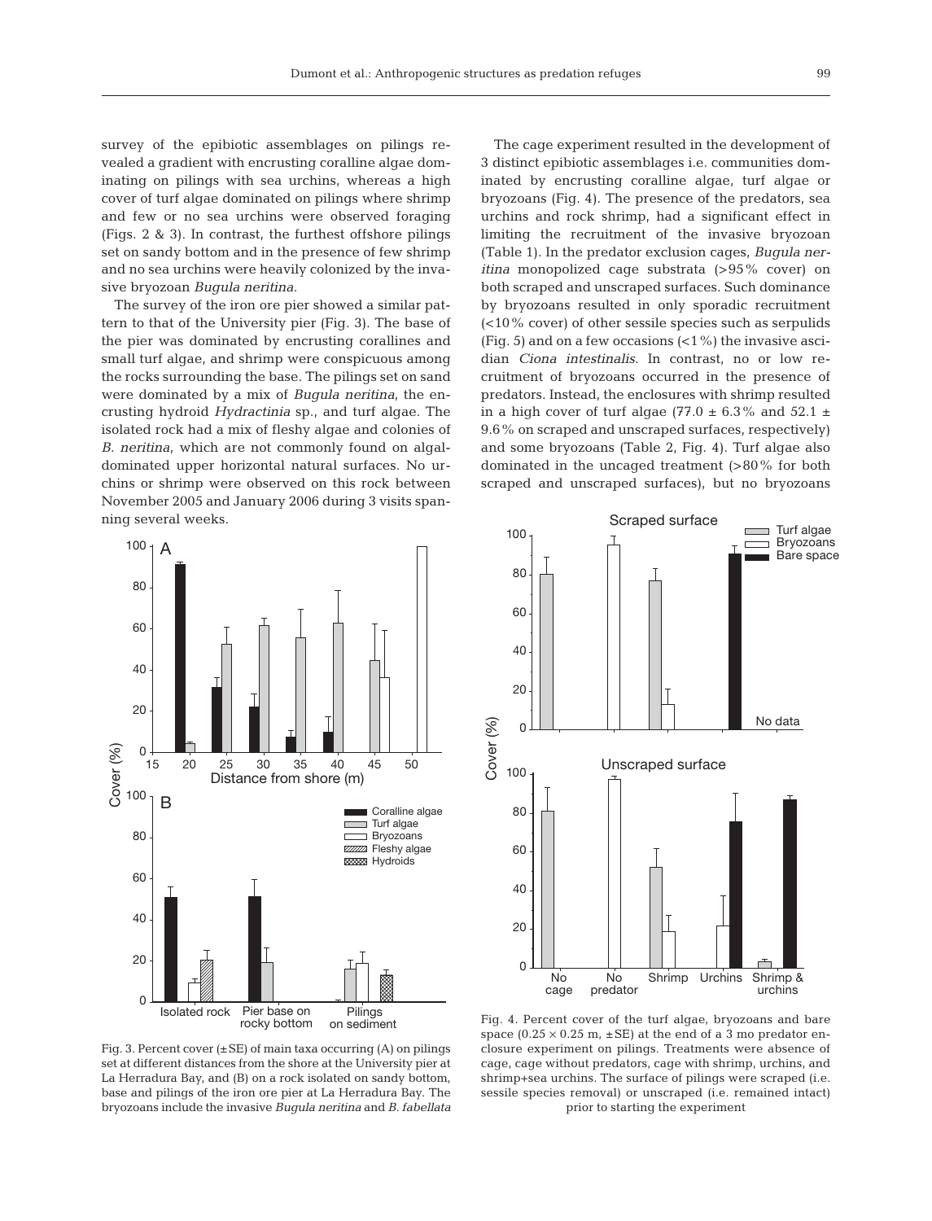survey of the epibiotic assemblages on pilings revealed a gradient with encrusting coralline algae dominating on pilings with sea urchins, whereas a high cover of turf algae dominated on pilings where shrimp and few or no sea urchins were observed foraging (Figs. 2 & 3). In contrast, the furthest offshore pilings set on sandy bottom and in the presence of few shrimp and no sea urchins were heavily colonized by the invasive bryozoan *Bugula neritina*.

The survey of the iron ore pier showed a similar pattern to that of the University pier (Fig. 3). The base of the pier was dominated by encrusting corallines and small turf algae, and shrimp were conspicuous among the rocks surrounding the base. The pilings set on sand were dominated by a mix of *Bugula neritina*, the encrusting hydroid *Hydractinia* sp., and turf algae. The isolated rock had a mix of fleshy algae and colonies of *B. neritina*, which are not commonly found on algal-dominated upper horizontal natural surfaces. No urchins or shrimp were observed on this rock between November 2005 and January 2006 during 3 visits spanning several weeks.

Fig. 3. Percent cover (±SE) of main taxa occurring (A) on pilings set at different distances from the shore at the University pier at La Herradura Bay, and (B) on a rock isolated on sandy bottom, base and pilings of the iron ore pier at La Herradura Bay. The bryozoans include the invasive *Bugula neritina* and *B. fabellata*

The cage experiment resulted in the development of 3 distinct epibiotic assemblages i.e. communities dominated by encrusting coralline algae, turf algae or bryozoans (Fig. 4). The presence of the predators, sea urchins and rock shrimp, had a significant effect in limiting the recruitment of the invasive bryozoan (Table 1). In the predator exclusion cages, *Bugula neritina* monopolized cage substrata (>95% cover) on both scraped and unscraped surfaces. Such dominance by bryozoans resulted in only sporadic recruitment (<10% cover) of other sessile species such as serpulids (Fig. 5) and on a few occasions (<1%) the invasive ascidian *Ciona intestinalis*. In contrast, no or low recruitment of bryozoans occurred in the presence of predators. Instead, the enclosures with shrimp resulted in a high cover of turf algae (77.0 ± 6.3% and 52.1 ± 9.6% on scraped and unscraped surfaces, respectively) and some bryozoans (Table 2, Fig. 4). Turf algae also dominated in the uncaged treatment (>80% for both scraped and unscraped surfaces), but no bryozoans

Fig. 4. Percent cover of the turf algae, bryozoans and bare space (0.25 × 0.25 m, ±SE) at the end of a 3 mo predator enclosure experiment on pilings. Treatments were absence of cage, cage without predators, cage with shrimp, urchins, and shrimp+sea urchins. The surface of pilings were scraped (i.e. sessile species removal) or unscraped (i.e. remained intact) prior to starting the experiment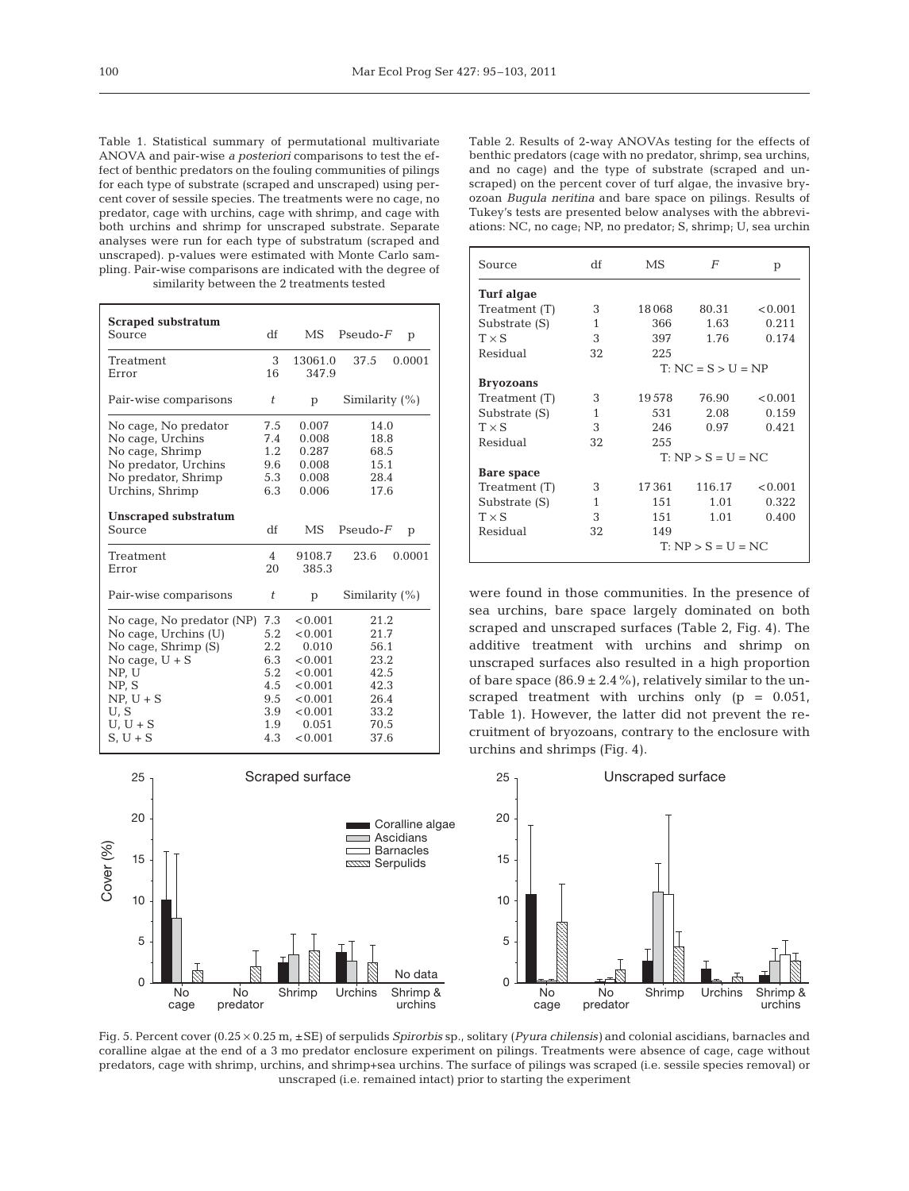Table 1. Statistical summary of permutational multivariate ANOVA and pair-wise *a posteriori* comparisons to test the effect of benthic predators on the fouling communities of pilings for each type of substrate (scraped and unscraped) using percent cover of sessile species. The treatments were no cage, no predator, cage with urchins, cage with shrimp, and cage with both urchins and shrimp for unscraped substrate. Separate analyses were run for each type of substratum (scraped and unscraped). p-values were estimated with Monte Carlo sampling. Pair-wise comparisons are indicated with the degree of similarity between the 2 treatments tested

| **Scraped substratum** Source | df | MS | Pseudo-*F* | p |
|---|---|---|---|---|
| Treatment | 3 | 13061.0 | 37.5 | 0.0001 |
| Error | 16 | 347.9 | | |
| Pair-wise comparisons | *t* | p | Similarity (%) | |
| No cage, No predator | 7.5 | 0.007 | 14.0 | |
| No cage, Urchins | 7.4 | 0.008 | 18.8 | |
| No cage, Shrimp | 1.2 | 0.287 | 68.5 | |
| No predator, Urchins | 9.6 | 0.008 | 15.1 | |
| No predator, Shrimp | 5.3 | 0.008 | 28.4 | |
| Urchins, Shrimp | 6.3 | 0.006 | 17.6 | |
| **Unscraped substratum** Source | df | MS | Pseudo-*F* | p |
| Treatment | 4 | 9108.7 | 23.6 | 0.0001 |
| Error | 20 | 385.3 | | |
| Pair-wise comparisons | *t* | p | Similarity (%) | |
| No cage, No predator (NP) | 7.3 | <0.001 | 21.2 | |
| No cage, Urchins (U) | 5.2 | <0.001 | 21.7 | |
| No cage, Shrimp (S) | 2.2 | 0.010 | 56.1 | |
| No cage, U + S | 6.3 | <0.001 | 23.2 | |
| NP, U | 5.2 | <0.001 | 42.5 | |
| NP, S | 4.5 | <0.001 | 42.3 | |
| NP, U + S | 9.5 | <0.001 | 26.4 | |
| U, S | 3.9 | <0.001 | 33.2 | |
| U, U + S | 1.9 | 0.051 | 70.5 | |
| S, U + S | 4.3 | <0.001 | 37.6 | |

Table 2. Results of 2-way ANOVAs testing for the effects of benthic predators (cage with no predator, shrimp, sea urchins, and no cage) and the type of substrate (scraped and unscraped) on the percent cover of turf algae, the invasive bryozoan *Bugula neritina* and bare space on pilings. Results of Tukey's tests are presented below analyses with the abbreviations: NC, no cage; NP, no predator; S, shrimp; U, sea urchin

| Source | df | MS | *F* | p |
|---|---|---|---|---|
| **Turf algae** | | | | |
| Treatment (T) | 3 | 18068 | 80.31 | <0.001 |
| Substrate (S) | 1 | 366 | 1.63 | 0.211 |
| T × S | 3 | 397 | 1.76 | 0.174 |
| Residual | 32 | 225 | | |
| | | T: NC = S > U = NP | | |
| **Bryozoans** | | | | |
| Treatment (T) | 3 | 19578 | 76.90 | <0.001 |
| Substrate (S) | 1 | 531 | 2.08 | 0.159 |
| T × S | 3 | 246 | 0.97 | 0.421 |
| Residual | 32 | 255 | | |
| | | T: NP > S = U = NC | | |
| **Bare space** | | | | |
| Treatment (T) | 3 | 17361 | 116.17 | <0.001 |
| Substrate (S) | 1 | 151 | 1.01 | 0.322 |
| T × S | 3 | 151 | 1.01 | 0.400 |
| Residual | 32 | 149 | | |
| | | T: NP > S = U = NC | | |

were found in those communities. In the presence of sea urchins, bare space largely dominated on both scraped and unscraped surfaces (Table 2, Fig. 4). The additive treatment with urchins and shrimp on unscraped surfaces also resulted in a high proportion of bare space (86.9 ± 2.4%), relatively similar to the unscraped treatment with urchins only (p = 0.051, Table 1). However, the latter did not prevent the recruitment of bryozoans, contrary to the enclosure with urchins and shrimps (Fig. 4).

Fig. 5. Percent cover (0.25 × 0.25 m, ±SE) of serpulids *Spirorbis* sp., solitary (*Pyura chilensis*) and colonial ascidians, barnacles and coralline algae at the end of a 3 mo predator enclosure experiment on pilings. Treatments were absence of cage, cage without predators, cage with shrimp, urchins, and shrimp+sea urchins. The surface of pilings was scraped (i.e. sessile species removal) or unscraped (i.e. remained intact) prior to starting the experiment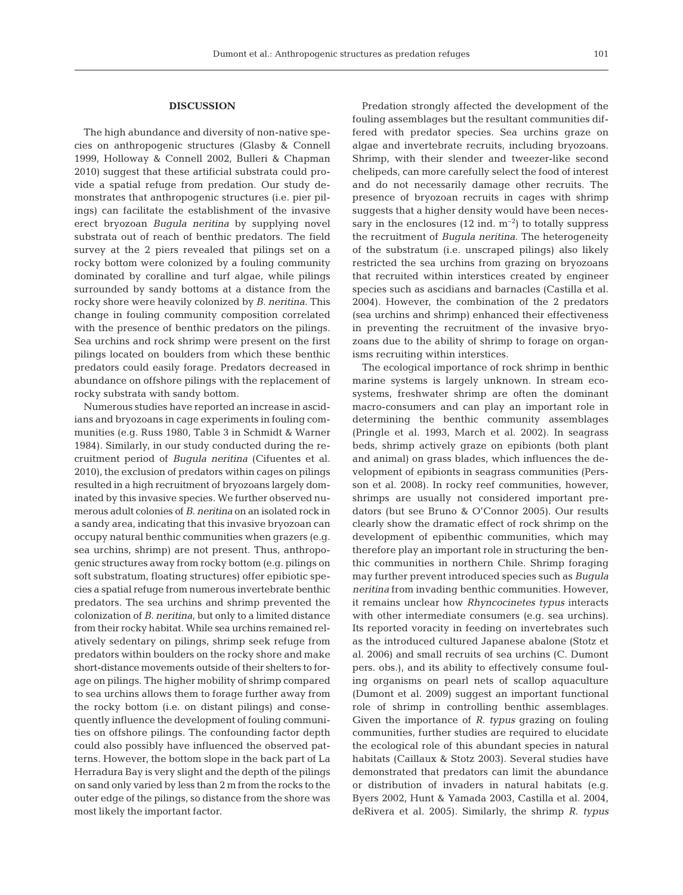## DISCUSSION

The high abundance and diversity of non-native species on anthropogenic structures (Glasby & Connell 1999, Holloway & Connell 2002, Bulleri & Chapman 2010) suggest that these artificial substrata could provide a spatial refuge from predation. Our study demonstrates that anthropogenic structures (i.e. pier pilings) can facilitate the establishment of the invasive erect bryozoan *Bugula neritina* by supplying novel substrata out of reach of benthic predators. The field survey at the 2 piers revealed that pilings set on a rocky bottom were colonized by a fouling community dominated by coralline and turf algae, while pilings surrounded by sandy bottoms at a distance from the rocky shore were heavily colonized by *B. neritina*. This change in fouling community composition correlated with the presence of benthic predators on the pilings. Sea urchins and rock shrimp were present on the first pilings located on boulders from which these benthic predators could easily forage. Predators decreased in abundance on offshore pilings with the replacement of rocky substrata with sandy bottom.

Numerous studies have reported an increase in ascidians and bryozoans in cage experiments in fouling communities (e.g. Russ 1980, Table 3 in Schmidt & Warner 1984). Similarly, in our study conducted during the recruitment period of *Bugula neritina* (Cifuentes et al. 2010), the exclusion of predators within cages on pilings resulted in a high recruitment of bryozoans largely dominated by this invasive species. We further observed numerous adult colonies of *B. neritina* on an isolated rock in a sandy area, indicating that this invasive bryozoan can occupy natural benthic communities when grazers (e.g. sea urchins, shrimp) are not present. Thus, anthropogenic structures away from rocky bottom (e.g. pilings on soft substratum, floating structures) offer epibiotic species a spatial refuge from numerous invertebrate benthic predators. The sea urchins and shrimp prevented the colonization of *B. neritina*, but only to a limited distance from their rocky habitat. While sea urchins remained relatively sedentary on pilings, shrimp seek refuge from predators within boulders on the rocky shore and make short-distance movements outside of their shelters to forage on pilings. The higher mobility of shrimp compared to sea urchins allows them to forage further away from the rocky bottom (i.e. on distant pilings) and consequently influence the development of fouling communities on offshore pilings. The confounding factor depth could also possibly have influenced the observed patterns. However, the bottom slope in the back part of La Herradura Bay is very slight and the depth of the pilings on sand only varied by less than 2 m from the rocks to the outer edge of the pilings, so distance from the shore was most likely the important factor.

Predation strongly affected the development of the fouling assemblages but the resultant communities differed with predator species. Sea urchins graze on algae and invertebrate recruits, including bryozoans. Shrimp, with their slender and tweezer-like second chelipeds, can more carefully select the food of interest and do not necessarily damage other recruits. The presence of bryozoan recruits in cages with shrimp suggests that a higher density would have been necessary in the enclosures (12 ind. $m^{-2}$) to totally suppress the recruitment of *Bugula neritina*. The heterogeneity of the substratum (i.e. unscraped pilings) also likely restricted the sea urchins from grazing on bryozoans that recruited within interstices created by engineer species such as ascidians and barnacles (Castilla et al. 2004). However, the combination of the 2 predators (sea urchins and shrimp) enhanced their effectiveness in preventing the recruitment of the invasive bryozoans due to the ability of shrimp to forage on organisms recruiting within interstices.

The ecological importance of rock shrimp in benthic marine systems is largely unknown. In stream ecosystems, freshwater shrimp are often the dominant macro-consumers and can play an important role in determining the benthic community assemblages (Pringle et al. 1993, March et al. 2002). In seagrass beds, shrimp actively graze on epibionts (both plant and animal) on grass blades, which influences the development of epibionts in seagrass communities (Persson et al. 2008). In rocky reef communities, however, shrimps are usually not considered important predators (but see Bruno & O'Connor 2005). Our results clearly show the dramatic effect of rock shrimp on the development of epibenthic communities, which may therefore play an important role in structuring the benthic communities in northern Chile. Shrimp foraging may further prevent introduced species such as *Bugula neritina* from invading benthic communities. However, it remains unclear how *Rhyncocinetes typus* interacts with other intermediate consumers (e.g. sea urchins). Its reported voracity in feeding on invertebrates such as the introduced cultured Japanese abalone (Stotz et al. 2006) and small recruits of sea urchins (C. Dumont pers. obs.), and its ability to effectively consume fouling organisms on pearl nets of scallop aquaculture (Dumont et al. 2009) suggest an important functional role of shrimp in controlling benthic assemblages. Given the importance of *R. typus* grazing on fouling communities, further studies are required to elucidate the ecological role of this abundant species in natural habitats (Caillaux & Stotz 2003). Several studies have demonstrated that predators can limit the abundance or distribution of invaders in natural habitats (e.g. Byers 2002, Hunt & Yamada 2003, Castilla et al. 2004, deRivera et al. 2005). Similarly, the shrimp *R. typus*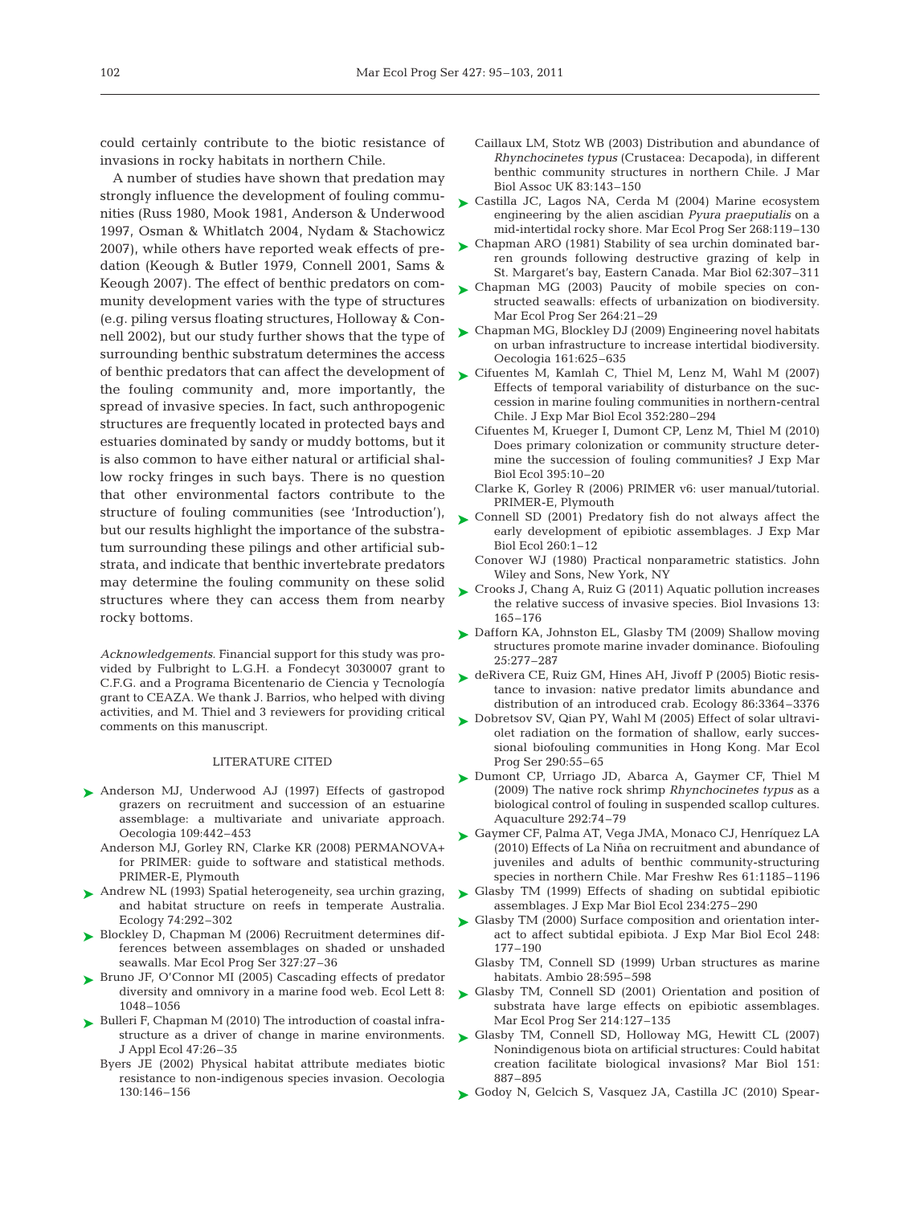could certainly contribute to the biotic resistance of invasions in rocky habitats in northern Chile.

A number of studies have shown that predation may strongly influence the development of fouling communities (Russ 1980, Mook 1981, Anderson & Underwood 1997, Osman & Whitlatch 2004, Nydam & Stachowicz 2007), while others have reported weak effects of predation (Keough & Butler 1979, Connell 2001, Sams & Keough 2007). The effect of benthic predators on community development varies with the type of structures (e.g. piling versus floating structures, Holloway & Connell 2002), but our study further shows that the type of surrounding benthic substratum determines the access of benthic predators that can affect the development of the fouling community and, more importantly, the spread of invasive species. In fact, such anthropogenic structures are frequently located in protected bays and estuaries dominated by sandy or muddy bottoms, but it is also common to have either natural or artificial shallow rocky fringes in such bays. There is no question that other environmental factors contribute to the structure of fouling communities (see 'Introduction'), but our results highlight the importance of the substratum surrounding these pilings and other artificial substrata, and indicate that benthic invertebrate predators may determine the fouling community on these solid structures where they can access them from nearby rocky bottoms.

*Acknowledgements.* Financial support for this study was provided by Fulbright to L.G.H. a Fondecyt 3030007 grant to C.F.G. and a Programa Bicentenario de Ciencia y Tecnología grant to CEAZA. We thank J. Barrios, who helped with diving activities, and M. Thiel and 3 reviewers for providing critical comments on this manuscript.

## LITERATURE CITED

- Anderson MJ, Underwood AJ (1997) Effects of gastropod grazers on recruitment and succession of an estuarine assemblage: a multivariate and univariate approach. Oecologia 109:442–453
- Anderson MJ, Gorley RN, Clarke KR (2008) PERMANOVA+ for PRIMER: guide to software and statistical methods. PRIMER-E, Plymouth
- Andrew NL (1993) Spatial heterogeneity, sea urchin grazing, and habitat structure on reefs in temperate Australia. Ecology 74:292–302
- Blockley D, Chapman M (2006) Recruitment determines differences between assemblages on shaded or unshaded seawalls. Mar Ecol Prog Ser 327:27–36
- Bruno JF, O'Connor MI (2005) Cascading effects of predator diversity and omnivory in a marine food web. Ecol Lett 8: 1048–1056
- Bulleri F, Chapman M (2010) The introduction of coastal infrastructure as a driver of change in marine environments. J Appl Ecol 47:26–35
- Byers JE (2002) Physical habitat attribute mediates biotic resistance to non-indigenous species invasion. Oecologia 130:146–156
- Caillaux LM, Stotz WB (2003) Distribution and abundance of *Rhynchocinetes typus* (Crustacea: Decapoda), in different benthic community structures in northern Chile. J Mar Biol Assoc UK 83:143–150
- Castilla JC, Lagos NA, Cerda M (2004) Marine ecosystem engineering by the alien ascidian *Pyura praeputialis* on a mid-intertidal rocky shore. Mar Ecol Prog Ser 268:119–130
- Chapman ARO (1981) Stability of sea urchin dominated barren grounds following destructive grazing of kelp in St. Margaret's bay, Eastern Canada. Mar Biol 62:307–311
- Chapman MG (2003) Paucity of mobile species on constructed seawalls: effects of urbanization on biodiversity. Mar Ecol Prog Ser 264:21–29
- Chapman MG, Blockley DJ (2009) Engineering novel habitats on urban infrastructure to increase intertidal biodiversity. Oecologia 161:625–635
- Cifuentes M, Kamlah C, Thiel M, Lenz M, Wahl M (2007) Effects of temporal variability of disturbance on the succession in marine fouling communities in northern-central Chile. J Exp Mar Biol Ecol 352:280–294
- Cifuentes M, Krueger I, Dumont CP, Lenz M, Thiel M (2010) Does primary colonization or community structure determine the succession of fouling communities? J Exp Mar Biol Ecol 395:10–20
- Clarke K, Gorley R (2006) PRIMER v6: user manual/tutorial. PRIMER-E, Plymouth
- Connell SD (2001) Predatory fish do not always affect the early development of epibiotic assemblages. J Exp Mar Biol Ecol 260:1–12
- Conover WJ (1980) Practical nonparametric statistics. John Wiley and Sons, New York, NY
- Crooks J, Chang A, Ruiz G (2011) Aquatic pollution increases the relative success of invasive species. Biol Invasions 13: 165–176
- Dafforn KA, Johnston EL, Glasby TM (2009) Shallow moving structures promote marine invader dominance. Biofouling 25:277–287
- deRivera CE, Ruiz GM, Hines AH, Jivoff P (2005) Biotic resistance to invasion: native predator limits abundance and distribution of an introduced crab. Ecology 86:3364–3376
- Dobretsov SV, Qian PY, Wahl M (2005) Effect of solar ultraviolet radiation on the formation of shallow, early successional biofouling communities in Hong Kong. Mar Ecol Prog Ser 290:55–65
- Dumont CP, Urriago JD, Abarca A, Gaymer CF, Thiel M (2009) The native rock shrimp *Rhynchocinetes typus* as a biological control of fouling in suspended scallop cultures. Aquaculture 292:74–79
- Gaymer CF, Palma AT, Vega JMA, Monaco CJ, Henríquez LA (2010) Effects of La Niña on recruitment and abundance of juveniles and adults of benthic community-structuring species in northern Chile. Mar Freshw Res 61:1185–1196
- Glasby TM (1999) Effects of shading on subtidal epibiotic assemblages. J Exp Mar Biol Ecol 234:275–290
- Glasby TM (2000) Surface composition and orientation interact to affect subtidal epibiota. J Exp Mar Biol Ecol 248: 177–190
- Glasby TM, Connell SD (1999) Urban structures as marine habitats. Ambio 28:595–598
- Glasby TM, Connell SD (2001) Orientation and position of substrata have large effects on epibiotic assemblages. Mar Ecol Prog Ser 214:127–135
- Glasby TM, Connell SD, Holloway MG, Hewitt CL (2007) Nonindigenous biota on artificial structures: Could habitat creation facilitate biological invasions? Mar Biol 151: 887–895
- Godoy N, Gelcich S, Vasquez JA, Castilla JC (2010) Spear-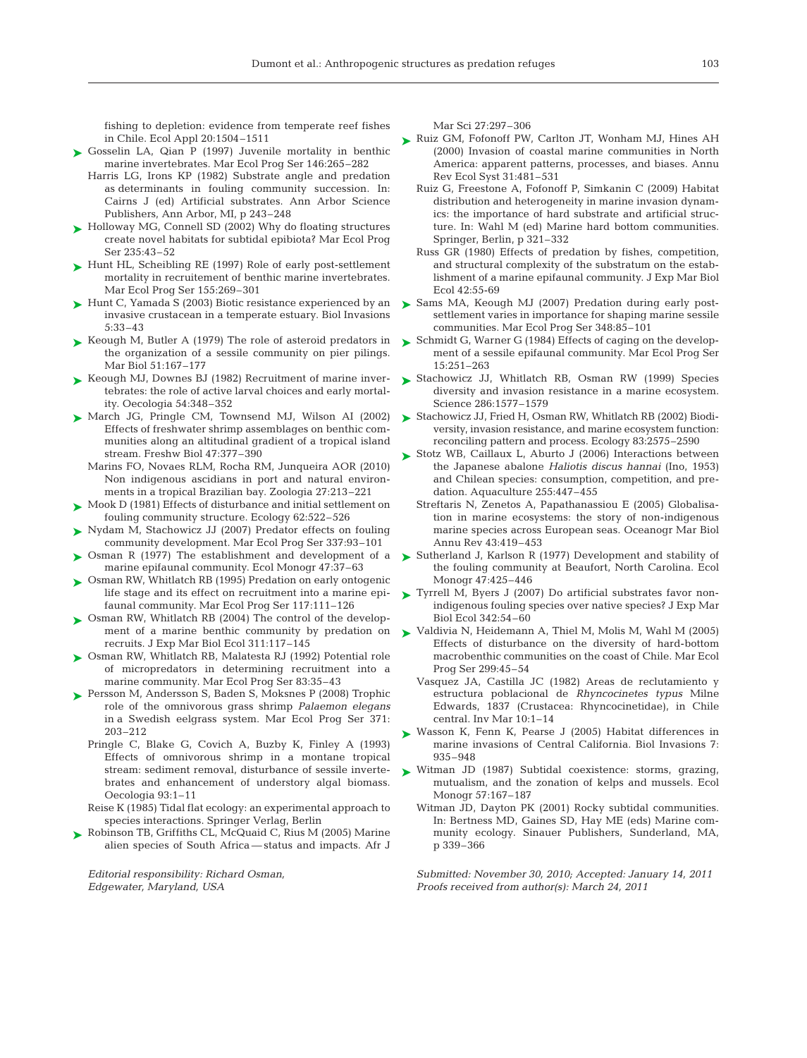fishing to depletion: evidence from temperate reef fishes in Chile. Ecol Appl 20:1504–1511

Gosselin LA, Qian P (1997) Juvenile mortality in benthic marine invertebrates. Mar Ecol Prog Ser 146:265–282

Harris LG, Irons KP (1982) Substrate angle and predation as determinants in fouling community succession. In: Cairns J (ed) Artificial substrates. Ann Arbor Science Publishers, Ann Arbor, MI, p 243–248

Holloway MG, Connell SD (2002) Why do floating structures create novel habitats for subtidal epibiota? Mar Ecol Prog Ser 235:43–52

Hunt HL, Scheibling RE (1997) Role of early post-settlement mortality in recruitement of benthic marine invertebrates. Mar Ecol Prog Ser 155:269–301

Hunt C, Yamada S (2003) Biotic resistance experienced by an invasive crustacean in a temperate estuary. Biol Invasions 5:33–43

Keough M, Butler A (1979) The role of asteroid predators in the organization of a sessile community on pier pilings. Mar Biol 51:167–177

Keough MJ, Downes BJ (1982) Recruitment of marine invertebrates: the role of active larval choices and early mortality. Oecologia 54:348–352

March JG, Pringle CM, Townsend MJ, Wilson AI (2002) Effects of freshwater shrimp assemblages on benthic communities along an altitudinal gradient of a tropical island stream. Freshw Biol 47:377–390

Marins FO, Novaes RLM, Rocha RM, Junqueira AOR (2010) Non indigenous ascidians in port and natural environments in a tropical Brazilian bay. Zoologia 27:213–221

Mook D (1981) Effects of disturbance and initial settlement on fouling community structure. Ecology 62:522–526

Nydam M, Stachowicz JJ (2007) Predator effects on fouling community development. Mar Ecol Prog Ser 337:93–101

Osman R (1977) The establishment and development of a marine epifaunal community. Ecol Monogr 47:37–63

Osman RW, Whitlatch RB (1995) Predation on early ontogenic life stage and its effect on recruitment into a marine epifaunal community. Mar Ecol Prog Ser 117:111–126

Osman RW, Whitlatch RB (2004) The control of the development of a marine benthic community by predation on recruits. J Exp Mar Biol Ecol 311:117–145

Osman RW, Whitlatch RB, Malatesta RJ (1992) Potential role of micropredators in determining recruitment into a marine community. Mar Ecol Prog Ser 83:35–43

Persson M, Andersson S, Baden S, Moksnes P (2008) Trophic role of the omnivorous grass shrimp *Palaemon elegans* in a Swedish eelgrass system. Mar Ecol Prog Ser 371: 203–212

Pringle C, Blake G, Covich A, Buzby K, Finley A (1993) Effects of omnivorous shrimp in a montane tropical stream: sediment removal, disturbance of sessile invertebrates and enhancement of understory algal biomass. Oecologia 93:1–11

Reise K (1985) Tidal flat ecology: an experimental approach to species interactions. Springer Verlag, Berlin

Robinson TB, Griffiths CL, McQuaid C, Rius M (2005) Marine alien species of South Africa — status and impacts. Afr J Mar Sci 27:297–306

Ruiz GM, Fofonoff PW, Carlton JT, Wonham MJ, Hines AH (2000) Invasion of coastal marine communities in North America: apparent patterns, processes, and biases. Annu Rev Ecol Syst 31:481–531

Ruiz G, Freestone A, Fofonoff P, Simkanin C (2009) Habitat distribution and heterogeneity in marine invasion dynamics: the importance of hard substrate and artificial structure. In: Wahl M (ed) Marine hard bottom communities. Springer, Berlin, p 321–332

Russ GR (1980) Effects of predation by fishes, competition, and structural complexity of the substratum on the establishment of a marine epifaunal community. J Exp Mar Biol Ecol 42:55-69

Sams MA, Keough MJ (2007) Predation during early post-settlement varies in importance for shaping marine sessile communities. Mar Ecol Prog Ser 348:85–101

Schmidt G, Warner G (1984) Effects of caging on the development of a sessile epifaunal community. Mar Ecol Prog Ser 15:251–263

Stachowicz JJ, Whitlatch RB, Osman RW (1999) Species diversity and invasion resistance in a marine ecosystem. Science 286:1577–1579

Stachowicz JJ, Fried H, Osman RW, Whitlatch RB (2002) Biodiversity, invasion resistance, and marine ecosystem function: reconciling pattern and process. Ecology 83:2575–2590

Stotz WB, Caillaux L, Aburto J (2006) Interactions between the Japanese abalone *Haliotis discus hannai* (Ino, 1953) and Chilean species: consumption, competition, and predation. Aquaculture 255:447–455

Streftaris N, Zenetos A, Papathanassiou E (2005) Globalisation in marine ecosystems: the story of non-indigenous marine species across European seas. Oceanogr Mar Biol Annu Rev 43:419–453

Sutherland J, Karlson R (1977) Development and stability of the fouling community at Beaufort, North Carolina. Ecol Monogr 47:425–446

Tyrrell M, Byers J (2007) Do artificial substrates favor non-indigenous fouling species over native species? J Exp Mar Biol Ecol 342:54–60

Valdivia N, Heidemann A, Thiel M, Molis M, Wahl M (2005) Effects of disturbance on the diversity of hard-bottom macrobenthic communities on the coast of Chile. Mar Ecol Prog Ser 299:45–54

Vasquez JA, Castilla JC (1982) Areas de reclutamiento y estructura poblacional de *Rhyncocinetes typus* Milne Edwards, 1837 (Crustacea: Rhyncocinetidae), in Chile central. Inv Mar 10:1–14

Wasson K, Fenn K, Pearse J (2005) Habitat differences in marine invasions of Central California. Biol Invasions 7: 935–948

Witman JD (1987) Subtidal coexistence: storms, grazing, mutualism, and the zonation of kelps and mussels. Ecol Monogr 57:167–187

Witman JD, Dayton PK (2001) Rocky subtidal communities. In: Bertness MD, Gaines SD, Hay ME (eds) Marine community ecology. Sinauer Publishers, Sunderland, MA, p 339–366

*Editorial responsibility: Richard Osman, Edgewater, Maryland, USA*

*Submitted: November 30, 2010; Accepted: January 14, 2011*
*Proofs received from author(s): March 24, 2011*